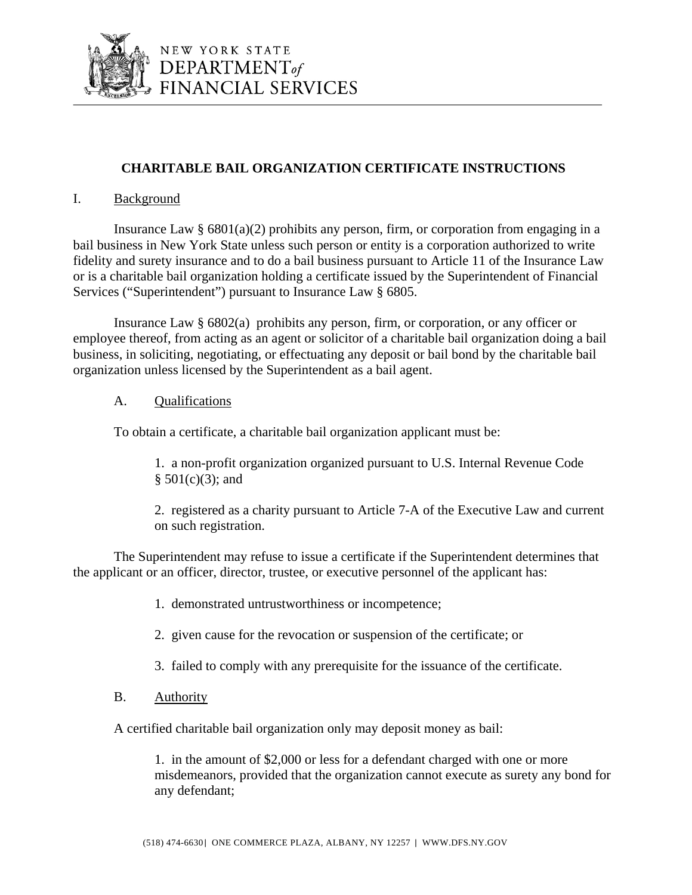# CHARITABLE BAIL ORGANIZATION CERTIFICATE INSTRUCTIONS

## I. Background

Insurance Law § 6801(a)(2) prohibits any person, firm, or corporation from engaging in a bail business in New York State unless such person or entity is a corporation authorized to write fidelity and surety insurance and to do a bail business pursuant to Article 11 of the Insurance Law or is a charitable bail organization holding a certificate issued by the Superintendent of Financial Services ("Superintendent") pursuant to Insurance Law § 6805.

Insurance Law § 6802(a) prohibits any person, firm, or corporation, or any officer or employee thereof, from acting as an agent or solicitor of a charitable bail organization doing a bail business, in soliciting, negotiating, or effectuating any deposit or bail bond by the charitable bail organization unless licensed by the Superintendent as a bail agent.

### A. Qualifications

To obtain a certificate, a charitable bail organization applicant must be:

1. a non-profit organization organized pursuant to U.S. Internal Revenue Code § 501(c)(3); and

2. registered as a charity pursuant to Article 7-A of the Executive Law and current on such registration.

The Superintendent may refuse to issue a certificate if the Superintendent determines that the applicant or an officer, director, trustee, or executive personnel of the applicant has:

1. demonstrated untrustworthiness or incompetence;

2. given cause for the revocation or suspension of the certificate; or

3. failed to comply with any prerequisite for the issuance of the certificate.

### B. Authority

A certified charitable bail organization only may deposit money as bail:

1. in the amount of $2,000 or less for a defendant charged with one or more misdemeanors, provided that the organization cannot execute as surety any bond for any defendant;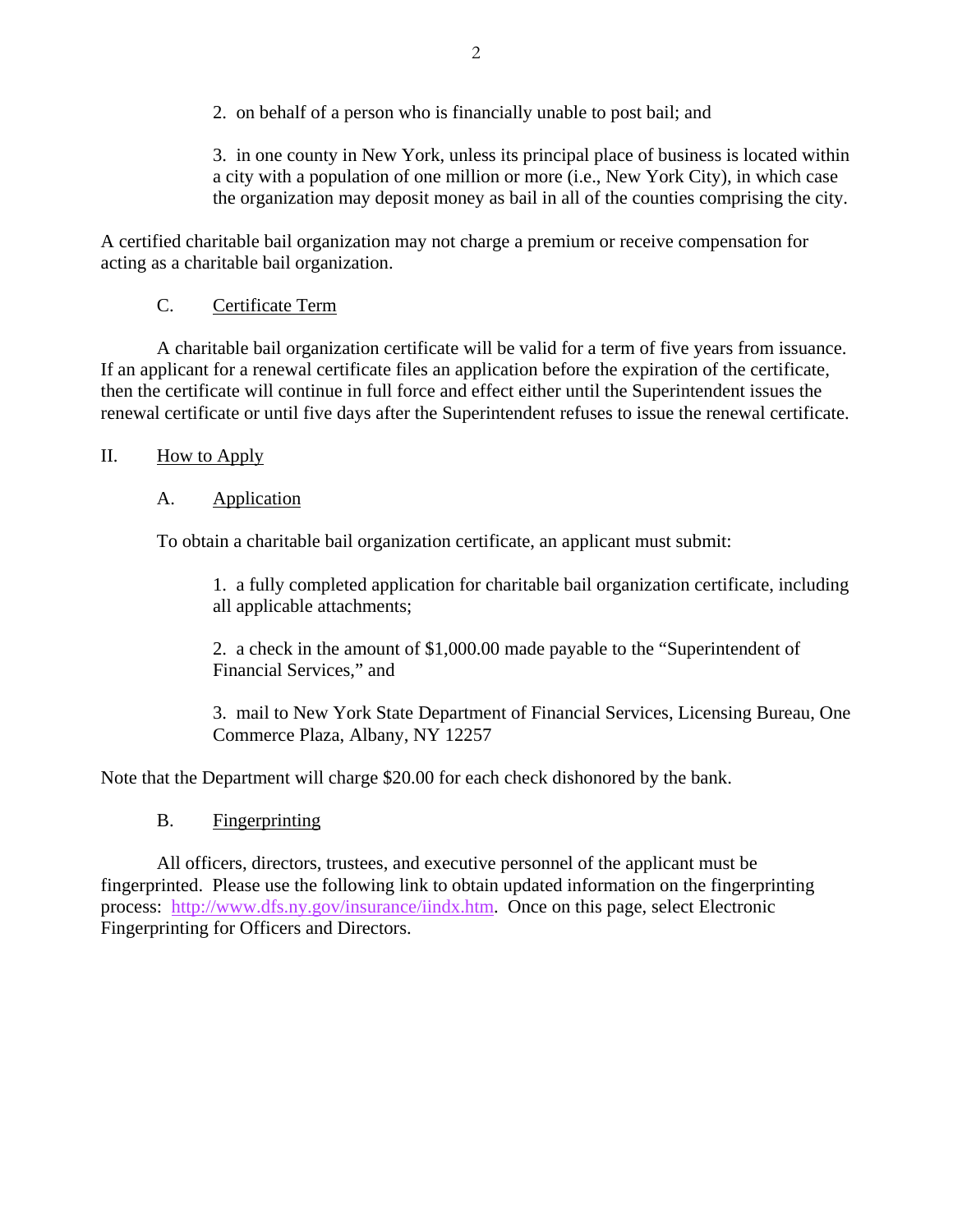2. on behalf of a person who is financially unable to post bail; and

3. in one county in New York, unless its principal place of business is located within a city with a population of one million or more (i.e., New York City), in which case the organization may deposit money as bail in all of the counties comprising the city.

A certified charitable bail organization may not charge a premium or receive compensation for acting as a charitable bail organization.

### C. Certificate Term

A charitable bail organization certificate will be valid for a term of five years from issuance. If an applicant for a renewal certificate files an application before the expiration of the certificate, then the certificate will continue in full force and effect either until the Superintendent issues the renewal certificate or until five days after the Superintendent refuses to issue the renewal certificate.

## II. How to Apply

### A. Application

To obtain a charitable bail organization certificate, an applicant must submit:

1. a fully completed application for charitable bail organization certificate, including all applicable attachments;

2. a check in the amount of $1,000.00 made payable to the "Superintendent of Financial Services," and

3. mail to New York State Department of Financial Services, Licensing Bureau, One Commerce Plaza, Albany, NY 12257

Note that the Department will charge $20.00 for each check dishonored by the bank.

### B. Fingerprinting

All officers, directors, trustees, and executive personnel of the applicant must be fingerprinted. Please use the following link to obtain updated information on the fingerprinting process: http://www.dfs.ny.gov/insurance/iindx.htm. Once on this page, select Electronic Fingerprinting for Officers and Directors.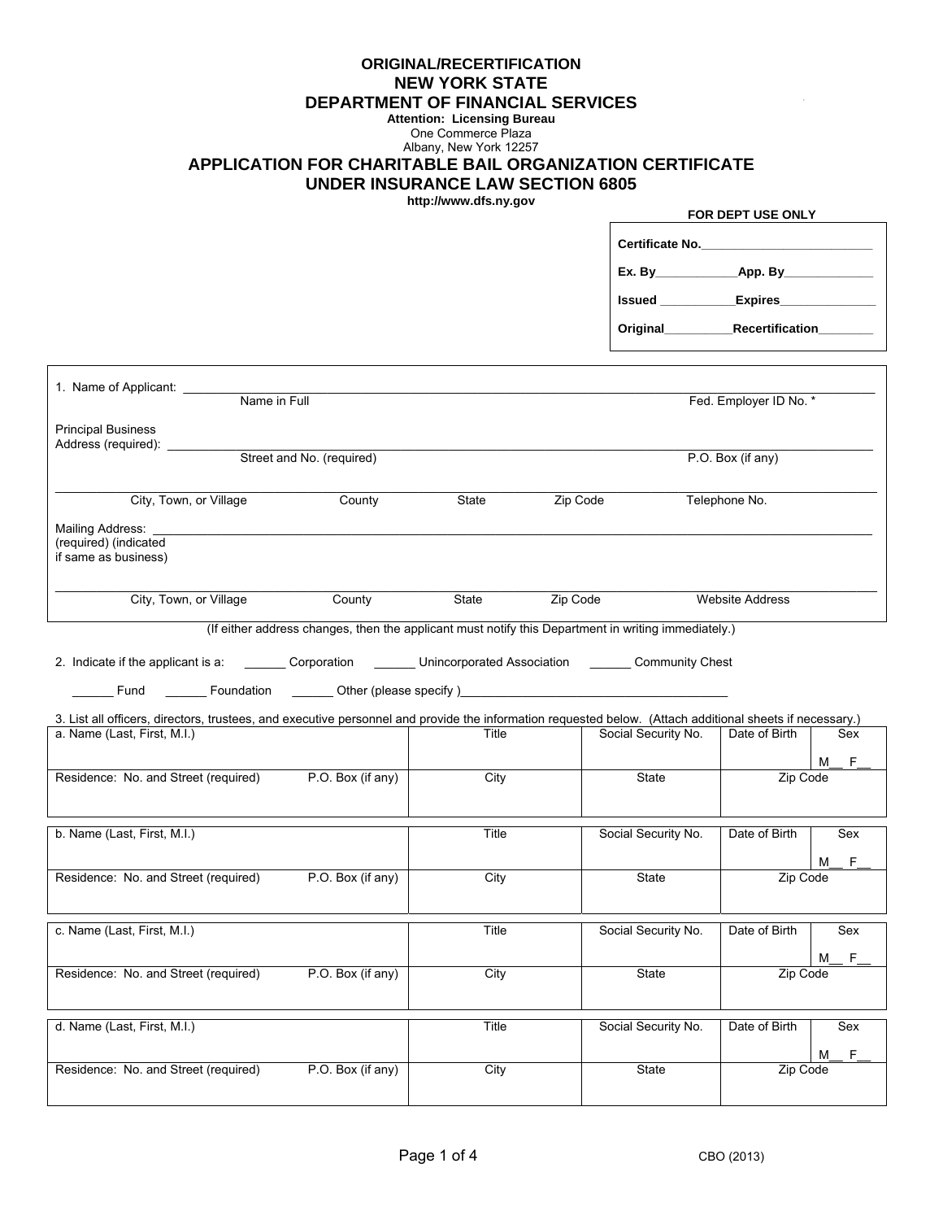**ORIGINAL/RECERTIFICATION**

# NEW YORK STATE
# DEPARTMENT OF FINANCIAL SERVICES

**Attention: Licensing Bureau**
One Commerce Plaza
Albany, New York 12257

## APPLICATION FOR CHARITABLE BAIL ORGANIZATION CERTIFICATE UNDER INSURANCE LAW SECTION 6805

**http://www.dfs.ny.gov**

**FOR DEPT USE ONLY**

| |
|---|
| **Certificate No.**________________________ |
| **Ex. By**___________**App. By**____________ |
| **Issued** __________**Expires**_____________ |
| **Original**_________**Recertification**________ |

1. Name of Applicant: ______________________________________________

Name in Full | Fed. Employer ID No. *

Principal Business Address (required): ______________________________________________

Street and No. (required) | P.O. Box (if any)

______________________________________________

City, Town, or Village | County | State | Zip Code | Telephone No.

Mailing Address: (required) (indicated if same as business) ______________________________________________

______________________________________________

City, Town, or Village | County | State | Zip Code | Website Address

(If either address changes, then the applicant must notify this Department in writing immediately.)

2. Indicate if the applicant is a: ______ Corporation ______ Unincorporated Association ______ Community Chest

______ Fund ______ Foundation ______ Other (please specify )________________________________

3. List all officers, directors, trustees, and executive personnel and provide the information requested below. (Attach additional sheets if necessary.)

| a. Name (Last, First, M.I.) | | Title | Social Security No. | Date of Birth | Sex M__ F__ |
|---|---|---|---|---|---|
| Residence: No. and Street (required) | P.O. Box (if any) | City | State | Zip Code | |

| b. Name (Last, First, M.I.) | | Title | Social Security No. | Date of Birth | Sex M__ F__ |
|---|---|---|---|---|---|
| Residence: No. and Street (required) | P.O. Box (if any) | City | State | Zip Code | |

| c. Name (Last, First, M.I.) | | Title | Social Security No. | Date of Birth | Sex M__ F__ |
|---|---|---|---|---|---|
| Residence: No. and Street (required) | P.O. Box (if any) | City | State | Zip Code | |

| d. Name (Last, First, M.I.) | | Title | Social Security No. | Date of Birth | Sex M__ F__ |
|---|---|---|---|---|---|
| Residence: No. and Street (required) | P.O. Box (if any) | City | State | Zip Code | |

CBO (2013)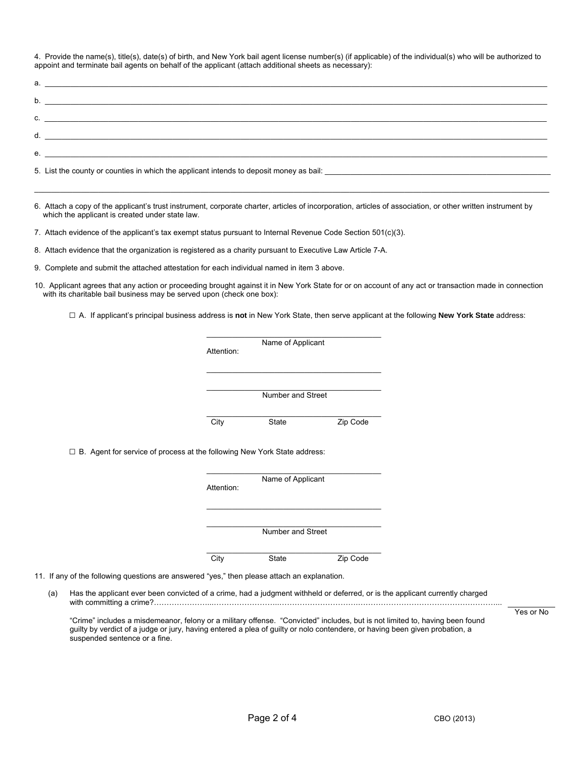4. Provide the name(s), title(s), date(s) of birth, and New York bail agent license number(s) (if applicable) of the individual(s) who will be authorized to appoint and terminate bail agents on behalf of the applicant (attach additional sheets as necessary):

a. ______________________________________________________________________

b. ______________________________________________________________________

c. ______________________________________________________________________

d. ______________________________________________________________________

e. ______________________________________________________________________

5. List the county or counties in which the applicant intends to deposit money as bail: ______________________________________________________________________

______________________________________________________________________

6. Attach a copy of the applicant's trust instrument, corporate charter, articles of incorporation, articles of association, or other written instrument by which the applicant is created under state law.

7. Attach evidence of the applicant's tax exempt status pursuant to Internal Revenue Code Section 501(c)(3).

8. Attach evidence that the organization is registered as a charity pursuant to Executive Law Article 7-A.

9. Complete and submit the attached attestation for each individual named in item 3 above.

10. Applicant agrees that any action or proceeding brought against it in New York State for or on account of any act or transaction made in connection with its charitable bail business may be served upon (check one box):

☐ A. If applicant's principal business address is **not** in New York State, then serve applicant at the following **New York State** address:

______________________________
Name of Applicant

Attention: ______________________________

______________________________
Number and Street

______________________________
City State Zip Code

☐ B. Agent for service of process at the following New York State address:

______________________________
Name of Applicant

Attention: ______________________________

______________________________
Number and Street

______________________________
City State Zip Code

11. If any of the following questions are answered "yes," then please attach an explanation.

(a) Has the applicant ever been convicted of a crime, had a judgment withheld or deferred, or is the applicant currently charged with committing a crime?............................................................................................................ ________ Yes or No

"Crime" includes a misdemeanor, felony or a military offense. "Convicted" includes, but is not limited to, having been found guilty by verdict of a judge or jury, having entered a plea of guilty or nolo contendere, or having been given probation, a suspended sentence or a fine.

CBO (2013)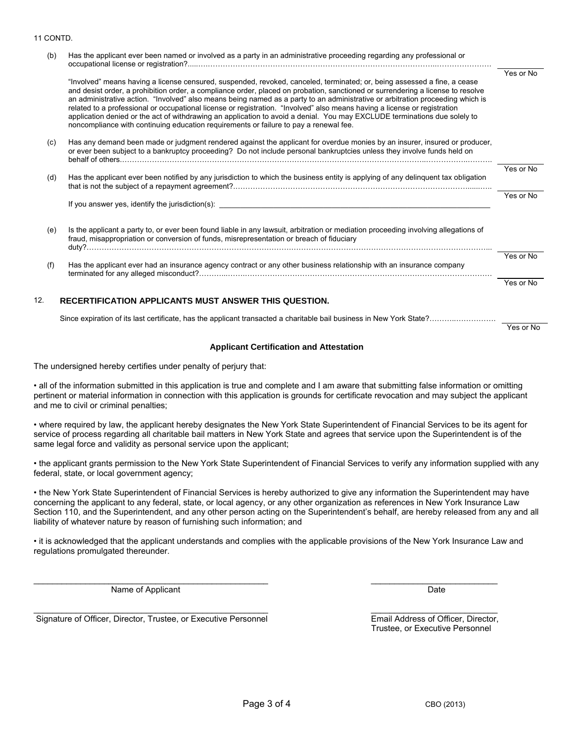11 CONTD.

(b) Has the applicant ever been named or involved as a party in an administrative proceeding regarding any professional or occupational license or registration?......................................................................................................................................... \_\_\_\_\_\_\_\_\_\_ Yes or No

"Involved" means having a license censured, suspended, revoked, canceled, terminated; or, being assessed a fine, a cease and desist order, a prohibition order, a compliance order, placed on probation, sanctioned or surrendering a license to resolve an administrative action. "Involved" also means being named as a party to an administrative or arbitration proceeding which is related to a professional or occupational license or registration. "Involved" also means having a license or registration application denied or the act of withdrawing an application to avoid a denial. You may EXCLUDE terminations due solely to noncompliance with continuing education requirements or failure to pay a renewal fee.

(c) Has any demand been made or judgment rendered against the applicant for overdue monies by an insurer, insured or producer, or ever been subject to a bankruptcy proceeding? Do not include personal bankruptcies unless they involve funds held on behalf of others......................................................................................................................................... \_\_\_\_\_\_\_\_\_\_ Yes or No

(d) Has the applicant ever been notified by any jurisdiction to which the business entity is applying of any delinquent tax obligation that is not the subject of a repayment agreement?......................................................................................................... \_\_\_\_\_\_\_\_\_\_ Yes or No

If you answer yes, identify the jurisdiction(s): \_\_\_\_\_\_\_\_\_\_\_\_\_\_\_\_\_\_\_\_\_\_\_\_\_\_\_\_\_\_\_\_\_\_\_\_\_\_\_\_\_\_\_\_\_\_\_\_

(e) Is the applicant a party to, or ever been found liable in any lawsuit, arbitration or mediation proceeding involving allegations of fraud, misappropriation or conversion of funds, misrepresentation or breach of fiduciary duty?......................................................................................................................................... \_\_\_\_\_\_\_\_\_\_ Yes or No

(f) Has the applicant ever had an insurance agency contract or any other business relationship with an insurance company terminated for any alleged misconduct?......................................................................................................... \_\_\_\_\_\_\_\_\_\_ Yes or No

12. **RECERTIFICATION APPLICANTS MUST ANSWER THIS QUESTION.**

Since expiration of its last certificate, has the applicant transacted a charitable bail business in New York State?.......................... \_\_\_\_\_\_\_\_\_\_ Yes or No

### Applicant Certification and Attestation

The undersigned hereby certifies under penalty of perjury that:

• all of the information submitted in this application is true and complete and I am aware that submitting false information or omitting pertinent or material information in connection with this application is grounds for certificate revocation and may subject the applicant and me to civil or criminal penalties;

• where required by law, the applicant hereby designates the New York State Superintendent of Financial Services to be its agent for service of process regarding all charitable bail matters in New York State and agrees that service upon the Superintendent is of the same legal force and validity as personal service upon the applicant;

• the applicant grants permission to the New York State Superintendent of Financial Services to verify any information supplied with any federal, state, or local government agency;

• the New York State Superintendent of Financial Services is hereby authorized to give any information the Superintendent may have concerning the applicant to any federal, state, or local agency, or any other organization as references in New York Insurance Law Section 110, and the Superintendent, and any other person acting on the Superintendent's behalf, are hereby released from any and all liability of whatever nature by reason of furnishing such information; and

• it is acknowledged that the applicant understands and complies with the applicable provisions of the New York Insurance Law and regulations promulgated thereunder.

\_\_\_\_\_\_\_\_\_\_\_\_\_\_\_\_\_\_\_\_\_\_\_\_\_\_\_\_\_\_\_\_\_\_\_\_\_\_\_\_ \_\_\_\_\_\_\_\_\_\_\_\_\_\_\_\_\_\_\_\_\_\_\_\_
Name of Applicant Date

\_\_\_\_\_\_\_\_\_\_\_\_\_\_\_\_\_\_\_\_\_\_\_\_\_\_\_\_\_\_\_\_\_\_\_\_\_\_\_\_ \_\_\_\_\_\_\_\_\_\_\_\_\_\_\_\_\_\_\_\_\_\_\_\_
Signature of Officer, Director, Trustee, or Executive Personnel Email Address of Officer, Director, Trustee, or Executive Personnel

CBO (2013)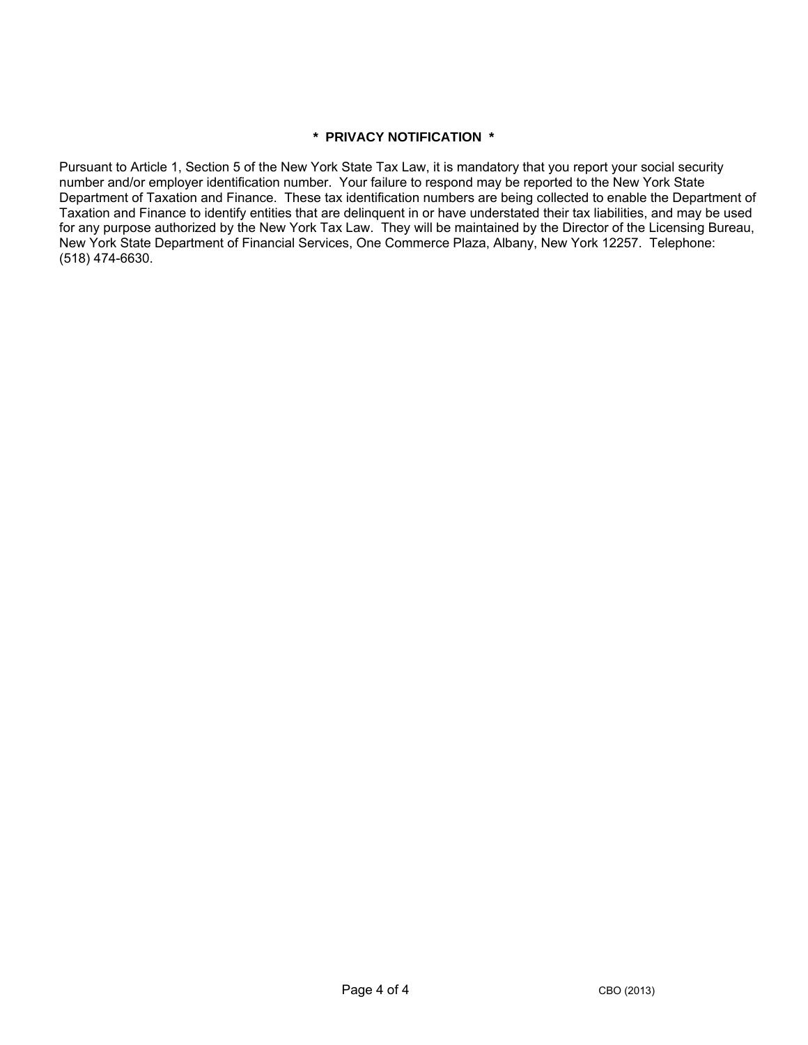## * PRIVACY NOTIFICATION *

Pursuant to Article 1, Section 5 of the New York State Tax Law, it is mandatory that you report your social security number and/or employer identification number. Your failure to respond may be reported to the New York State Department of Taxation and Finance. These tax identification numbers are being collected to enable the Department of Taxation and Finance to identify entities that are delinquent in or have understated their tax liabilities, and may be used for any purpose authorized by the New York Tax Law. They will be maintained by the Director of the Licensing Bureau, New York State Department of Financial Services, One Commerce Plaza, Albany, New York 12257. Telephone: (518) 474-6630.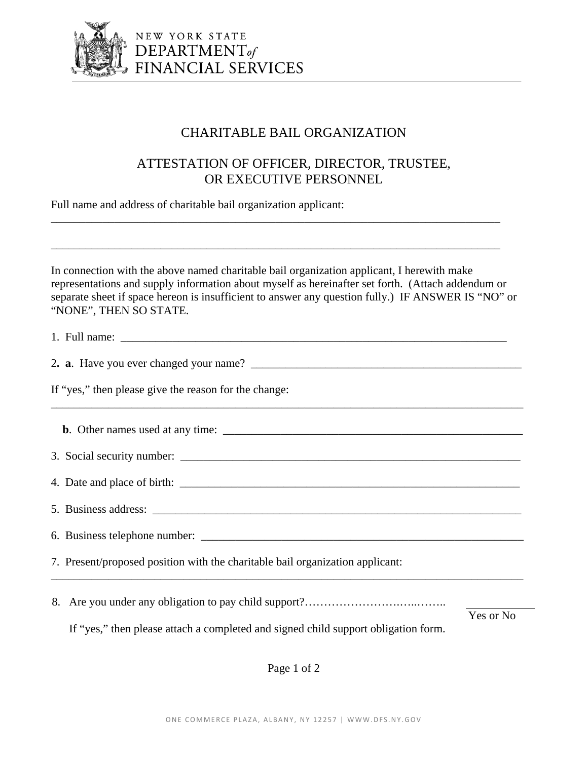NEW YORK STATE
DEPARTMENT of
FINANCIAL SERVICES

# CHARITABLE BAIL ORGANIZATION

## ATTESTATION OF OFFICER, DIRECTOR, TRUSTEE, OR EXECUTIVE PERSONNEL

Full name and address of charitable bail organization applicant:
\_\_\_\_\_\_\_\_\_\_\_\_\_\_\_\_\_\_\_\_\_\_\_\_\_\_\_\_\_\_\_\_\_\_\_\_\_\_\_\_\_\_\_\_\_\_\_\_\_\_\_\_\_\_\_\_\_\_\_\_\_\_\_\_\_\_\_\_\_\_\_\_\_\_\_\_\_\_

\_\_\_\_\_\_\_\_\_\_\_\_\_\_\_\_\_\_\_\_\_\_\_\_\_\_\_\_\_\_\_\_\_\_\_\_\_\_\_\_\_\_\_\_\_\_\_\_\_\_\_\_\_\_\_\_\_\_\_\_\_\_\_\_\_\_\_\_\_\_\_\_\_\_\_\_\_\_

In connection with the above named charitable bail organization applicant, I herewith make representations and supply information about myself as hereinafter set forth. (Attach addendum or separate sheet if space hereon is insufficient to answer any question fully.) IF ANSWER IS "NO" or "NONE", THEN SO STATE.

1. Full name: \_\_\_\_\_\_\_\_\_\_\_\_\_\_\_\_\_\_\_\_\_\_\_\_\_\_\_\_\_\_\_\_\_\_\_\_\_\_\_\_\_\_\_\_\_\_\_\_\_\_\_\_\_\_\_\_\_\_\_\_\_\_\_\_

2**. a**. Have you ever changed your name? \_\_\_\_\_\_\_\_\_\_\_\_\_\_\_\_\_\_\_\_\_\_\_\_\_\_\_\_\_\_\_\_\_\_\_\_\_\_\_\_\_\_\_\_

If "yes," then please give the reason for the change:
\_\_\_\_\_\_\_\_\_\_\_\_\_\_\_\_\_\_\_\_\_\_\_\_\_\_\_\_\_\_\_\_\_\_\_\_\_\_\_\_\_\_\_\_\_\_\_\_\_\_\_\_\_\_\_\_\_\_\_\_\_\_\_\_\_\_\_\_\_\_\_\_\_\_\_\_\_\_

**b**. Other names used at any time: \_\_\_\_\_\_\_\_\_\_\_\_\_\_\_\_\_\_\_\_\_\_\_\_\_\_\_\_\_\_\_\_\_\_\_\_\_\_\_\_\_\_\_\_\_\_\_\_\_\_

3. Social security number: \_\_\_\_\_\_\_\_\_\_\_\_\_\_\_\_\_\_\_\_\_\_\_\_\_\_\_\_\_\_\_\_\_\_\_\_\_\_\_\_\_\_\_\_\_\_\_\_\_\_\_\_\_\_\_\_\_\_

4. Date and place of birth: \_\_\_\_\_\_\_\_\_\_\_\_\_\_\_\_\_\_\_\_\_\_\_\_\_\_\_\_\_\_\_\_\_\_\_\_\_\_\_\_\_\_\_\_\_\_\_\_\_\_\_\_\_\_\_\_\_\_

5. Business address: \_\_\_\_\_\_\_\_\_\_\_\_\_\_\_\_\_\_\_\_\_\_\_\_\_\_\_\_\_\_\_\_\_\_\_\_\_\_\_\_\_\_\_\_\_\_\_\_\_\_\_\_\_\_\_\_\_\_\_\_\_\_

6. Business telephone number: \_\_\_\_\_\_\_\_\_\_\_\_\_\_\_\_\_\_\_\_\_\_\_\_\_\_\_\_\_\_\_\_\_\_\_\_\_\_\_\_\_\_\_\_\_\_\_\_\_\_\_\_\_\_\_

7. Present/proposed position with the charitable bail organization applicant:
\_\_\_\_\_\_\_\_\_\_\_\_\_\_\_\_\_\_\_\_\_\_\_\_\_\_\_\_\_\_\_\_\_\_\_\_\_\_\_\_\_\_\_\_\_\_\_\_\_\_\_\_\_\_\_\_\_\_\_\_\_\_\_\_\_\_\_\_\_\_\_\_\_\_\_\_\_\_

8. Are you under any obligation to pay child support?………………………..…..…….. \_\_\_\_\_\_\_\_\_\_\_ Yes or No

   If "yes," then please attach a completed and signed child support obligation form.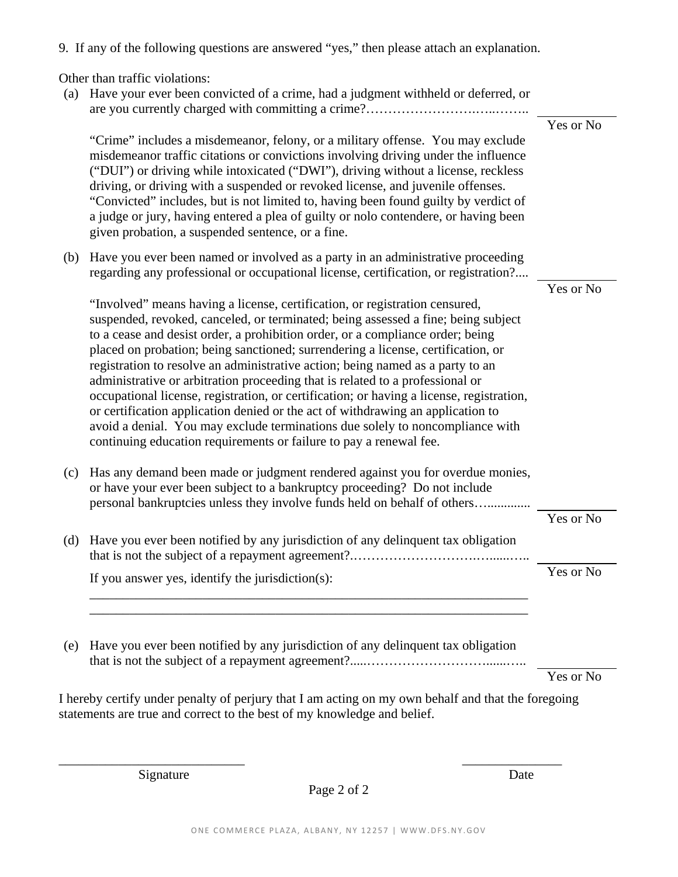9. If any of the following questions are answered "yes," then please attach an explanation.

Other than traffic violations:

(a) Have your ever been convicted of a crime, had a judgment withheld or deferred, or are you currently charged with committing a crime?……………………….…..…….. \_\_\_\_\_\_\_\_\_\_ Yes or No

"Crime" includes a misdemeanor, felony, or a military offense. You may exclude misdemeanor traffic citations or convictions involving driving under the influence ("DUI") or driving while intoxicated ("DWI"), driving without a license, reckless driving, or driving with a suspended or revoked license, and juvenile offenses. "Convicted" includes, but is not limited to, having been found guilty by verdict of a judge or jury, having entered a plea of guilty or nolo contendere, or having been given probation, a suspended sentence, or a fine.

(b) Have you ever been named or involved as a party in an administrative proceeding regarding any professional or occupational license, certification, or registration?.... \_\_\_\_\_\_\_\_\_\_ Yes or No

"Involved" means having a license, certification, or registration censured, suspended, revoked, canceled, or terminated; being assessed a fine; being subject to a cease and desist order, a prohibition order, or a compliance order; being placed on probation; being sanctioned; surrendering a license, certification, or registration to resolve an administrative action; being named as a party to an administrative or arbitration proceeding that is related to a professional or occupational license, registration, or certification; or having a license, registration, or certification application denied or the act of withdrawing an application to avoid a denial. You may exclude terminations due solely to noncompliance with continuing education requirements or failure to pay a renewal fee.

(c) Has any demand been made or judgment rendered against you for overdue monies, or have your ever been subject to a bankruptcy proceeding? Do not include personal bankruptcies unless they involve funds held on behalf of others…............. \_\_\_\_\_\_\_\_\_\_ Yes or No

(d) Have you ever been notified by any jurisdiction of any delinquent tax obligation that is not the subject of a repayment agreement?.……………………….…......….. \_\_\_\_\_\_\_\_\_\_ Yes or No

If you answer yes, identify the jurisdiction(s):

\_\_\_\_\_\_\_\_\_\_\_\_\_\_\_\_\_\_\_\_\_\_\_\_\_\_\_\_\_\_\_\_\_\_\_\_\_\_\_\_\_\_\_\_\_\_\_\_\_\_\_\_\_\_\_\_\_\_\_\_\_\_\_\_

\_\_\_\_\_\_\_\_\_\_\_\_\_\_\_\_\_\_\_\_\_\_\_\_\_\_\_\_\_\_\_\_\_\_\_\_\_\_\_\_\_\_\_\_\_\_\_\_\_\_\_\_\_\_\_\_\_\_\_\_\_\_\_\_

(e) Have you ever been notified by any jurisdiction of any delinquent tax obligation that is not the subject of a repayment agreement?.....………………………......….. \_\_\_\_\_\_\_\_\_\_ Yes or No

I hereby certify under penalty of perjury that I am acting on my own behalf and that the foregoing statements are true and correct to the best of my knowledge and belief.

\_\_\_\_\_\_\_\_\_\_\_\_\_\_\_\_\_\_\_\_\_\_\_\_\_\_\_\_ Signature

\_\_\_\_\_\_\_\_\_\_\_\_\_\_\_ Date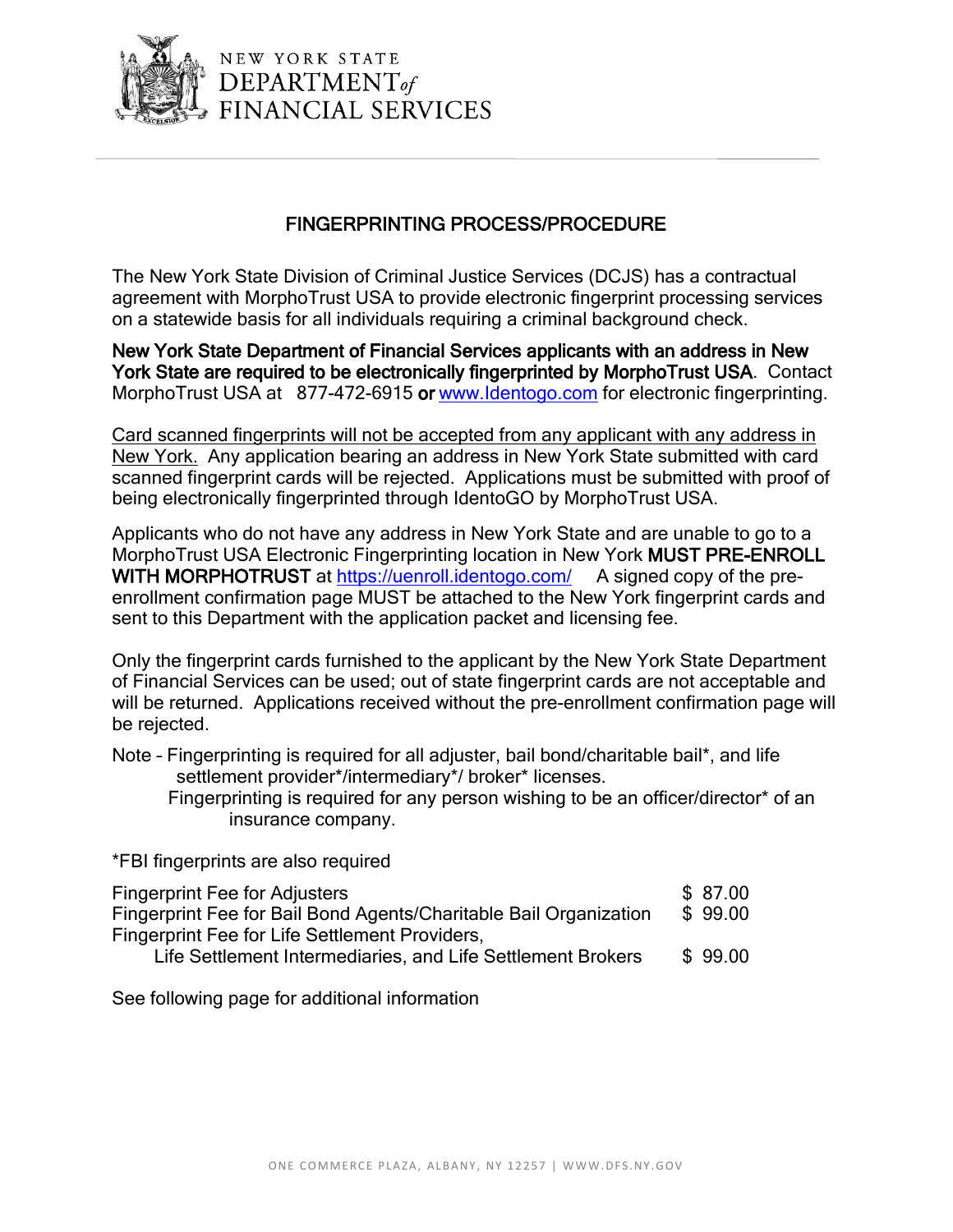NEW YORK STATE
DEPARTMENT of
FINANCIAL SERVICES

## FINGERPRINTING PROCESS/PROCEDURE

The New York State Division of Criminal Justice Services (DCJS) has a contractual agreement with MorphoTrust USA to provide electronic fingerprint processing services on a statewide basis for all individuals requiring a criminal background check.

**New York State Department of Financial Services applicants with an address in New York State are required to be electronically fingerprinted by MorphoTrust USA**. Contact MorphoTrust USA at 877-472-6915 **or** [www.Identogo.com](http://www.Identogo.com) for electronic fingerprinting.

Card scanned fingerprints will not be accepted from any applicant with any address in New York. Any application bearing an address in New York State submitted with card scanned fingerprint cards will be rejected. Applications must be submitted with proof of being electronically fingerprinted through IdentoGO by MorphoTrust USA.

Applicants who do not have any address in New York State and are unable to go to a MorphoTrust USA Electronic Fingerprinting location in New York **MUST PRE-ENROLL WITH MORPHOTRUST** at [https://uenroll.identogo.com/](https://uenroll.identogo.com/) A signed copy of the pre-enrollment confirmation page MUST be attached to the New York fingerprint cards and sent to this Department with the application packet and licensing fee.

Only the fingerprint cards furnished to the applicant by the New York State Department of Financial Services can be used; out of state fingerprint cards are not acceptable and will be returned. Applications received without the pre-enrollment confirmation page will be rejected.

Note – Fingerprinting is required for all adjuster, bail bond/charitable bail*, and life settlement provider*/intermediary*/ broker* licenses.
Fingerprinting is required for any person wishing to be an officer/director* of an insurance company.

*FBI fingerprints are also required

| | |
|---|---|
| Fingerprint Fee for Adjusters | $ 87.00 |
| Fingerprint Fee for Bail Bond Agents/Charitable Bail Organization | $ 99.00 |
| Fingerprint Fee for Life Settlement Providers, Life Settlement Intermediaries, and Life Settlement Brokers | $ 99.00 |

See following page for additional information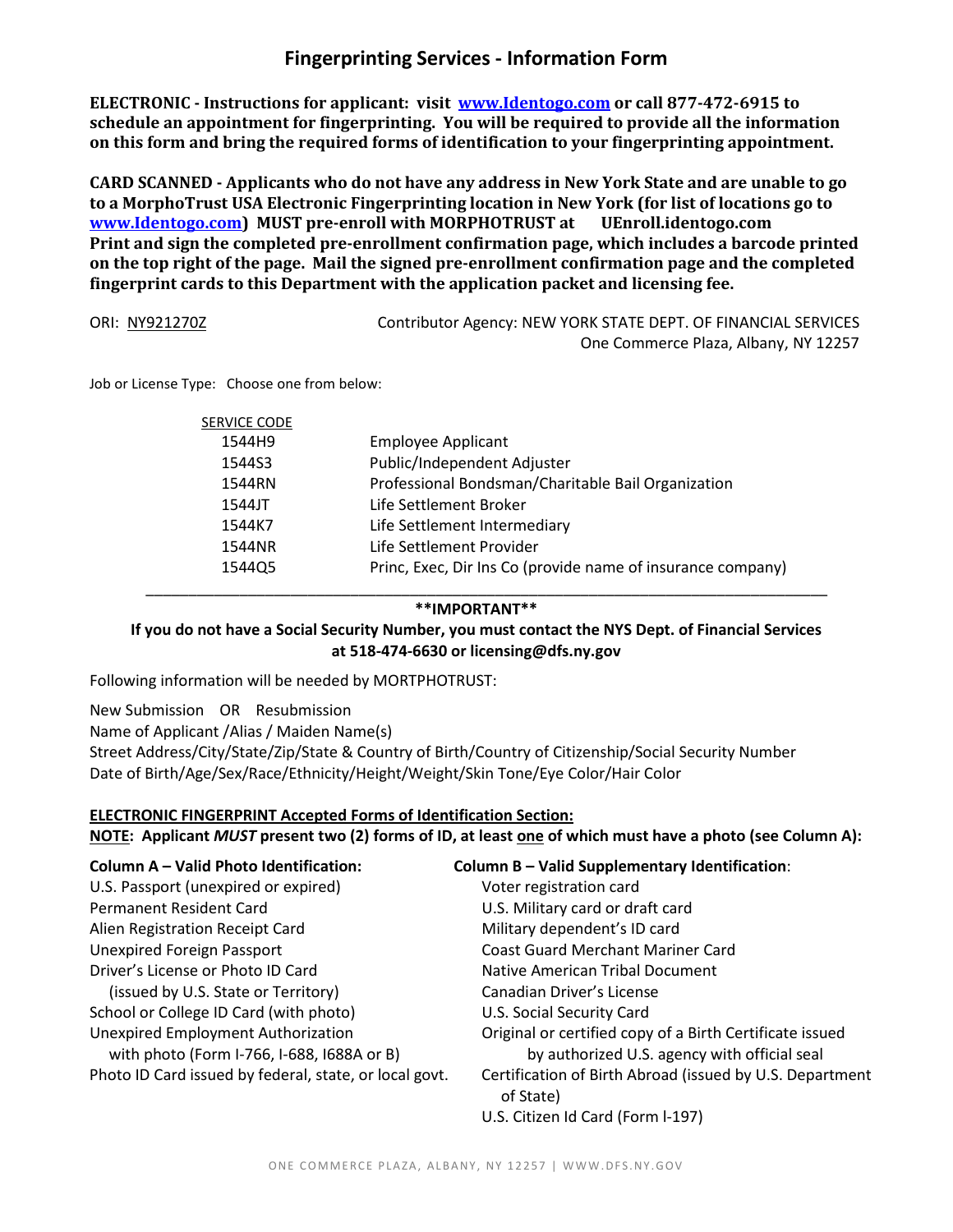# Fingerprinting Services - Information Form

**ELECTRONIC - Instructions for applicant: visit [www.Identogo.com](http://www.Identogo.com) or call 877-472-6915 to schedule an appointment for fingerprinting. You will be required to provide all the information on this form and bring the required forms of identification to your fingerprinting appointment.**

**CARD SCANNED - Applicants who do not have any address in New York State and are unable to go to a MorphoTrust USA Electronic Fingerprinting location in New York (for list of locations go to [www.Identogo.com](http://www.Identogo.com)) MUST pre-enroll with MORPHOTRUST at UEnroll.identogo.com Print and sign the completed pre-enrollment confirmation page, which includes a barcode printed on the top right of the page. Mail the signed pre-enrollment confirmation page and the completed fingerprint cards to this Department with the application packet and licensing fee.**

ORI: NY921270Z

Contributor Agency: NEW YORK STATE DEPT. OF FINANCIAL SERVICES
One Commerce Plaza, Albany, NY 12257

Job or License Type: Choose one from below:

| SERVICE CODE | |
|---|---|
| 1544H9 | Employee Applicant |
| 1544S3 | Public/Independent Adjuster |
| 1544RN | Professional Bondsman/Charitable Bail Organization |
| 1544JT | Life Settlement Broker |
| 1544K7 | Life Settlement Intermediary |
| 1544NR | Life Settlement Provider |
| 1544Q5 | Princ, Exec, Dir Ins Co (provide name of insurance company) |

---

**\*\*IMPORTANT\*\***

**If you do not have a Social Security Number, you must contact the NYS Dept. of Financial Services at 518-474-6630 or licensing@dfs.ny.gov**

Following information will be needed by MORTPHOTRUST:

New Submission OR Resubmission
Name of Applicant /Alias / Maiden Name(s)
Street Address/City/State/Zip/State & Country of Birth/Country of Citizenship/Social Security Number
Date of Birth/Age/Sex/Race/Ethnicity/Height/Weight/Skin Tone/Eye Color/Hair Color

**ELECTRONIC FINGERPRINT Accepted Forms of Identification Section:**

**NOTE: Applicant *MUST* present two (2) forms of ID, at least one of which must have a photo (see Column A):**

**Column A – Valid Photo Identification:**

- U.S. Passport (unexpired or expired)
- Permanent Resident Card
- Alien Registration Receipt Card
- Unexpired Foreign Passport
- Driver's License or Photo ID Card (issued by U.S. State or Territory)
- School or College ID Card (with photo)
- Unexpired Employment Authorization with photo (Form I-766, I-688, I688A or B)
- Photo ID Card issued by federal, state, or local govt.

**Column B – Valid Supplementary Identification:**

- Voter registration card
- U.S. Military card or draft card
- Military dependent's ID card
- Coast Guard Merchant Mariner Card
- Native American Tribal Document
- Canadian Driver's License
- U.S. Social Security Card
- Original or certified copy of a Birth Certificate issued by authorized U.S. agency with official seal
- Certification of Birth Abroad (issued by U.S. Department of State)
- U.S. Citizen Id Card (Form I-197)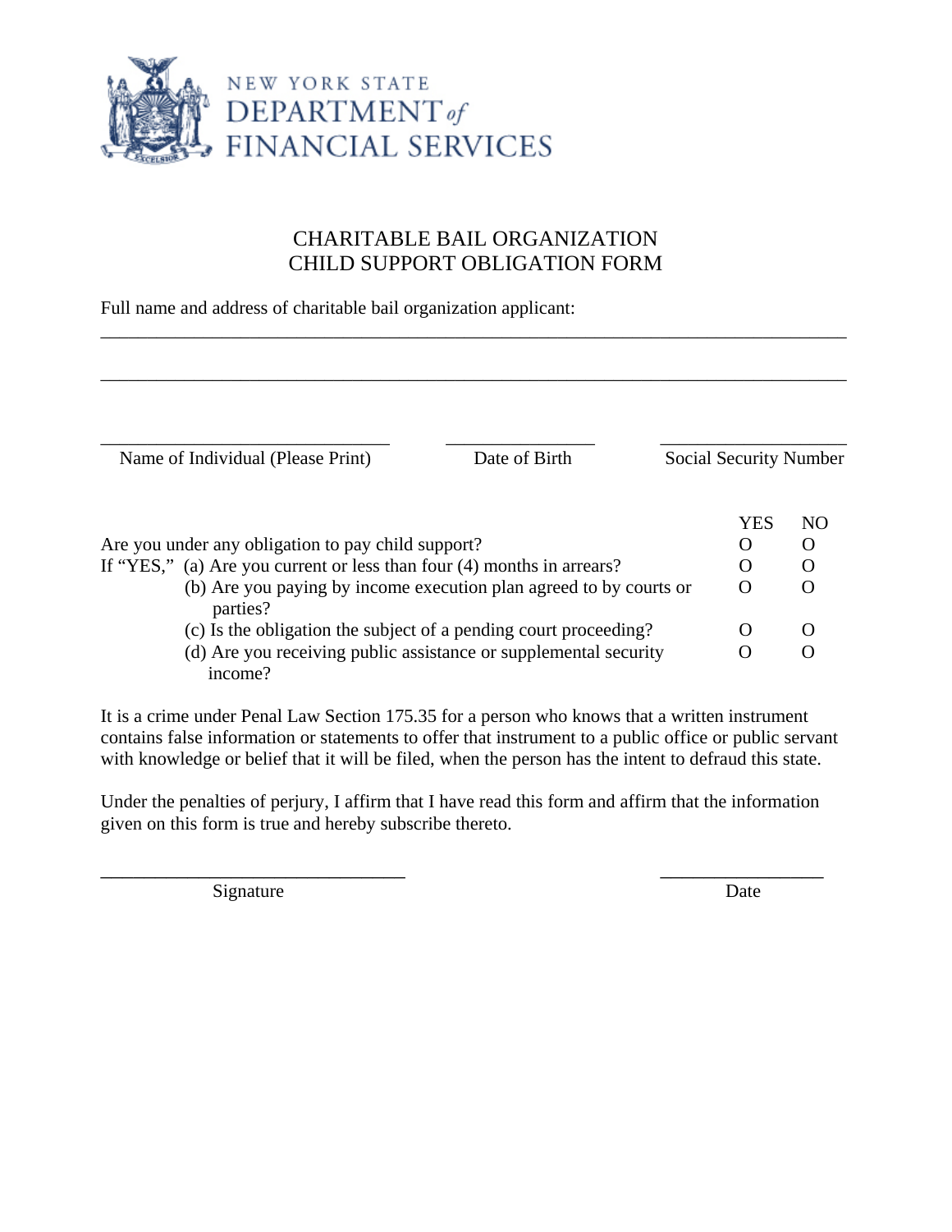NEW YORK STATE
DEPARTMENT *of*
FINANCIAL SERVICES

# CHARITABLE BAIL ORGANIZATION
# CHILD SUPPORT OBLIGATION FORM

Full name and address of charitable bail organization applicant:

\_\_\_\_\_\_\_\_\_\_\_\_\_\_\_\_\_\_\_\_\_\_\_\_\_\_\_\_\_\_\_\_\_\_\_\_\_\_\_\_\_\_\_\_\_\_\_\_\_\_\_\_\_\_\_\_\_\_\_\_\_\_\_\_\_\_\_\_\_\_\_\_\_\_\_\_

\_\_\_\_\_\_\_\_\_\_\_\_\_\_\_\_\_\_\_\_\_\_\_\_\_\_\_\_\_\_\_\_\_\_\_\_\_\_\_\_\_\_\_\_\_\_\_\_\_\_\_\_\_\_\_\_\_\_\_\_\_\_\_\_\_\_\_\_\_\_\_\_\_\_\_\_

| \_\_\_\_\_\_\_\_\_\_\_\_\_\_\_\_\_\_\_\_\_\_\_\_\_\_\_\_\_\_ | \_\_\_\_\_\_\_\_\_\_\_\_\_\_\_\_ | \_\_\_\_\_\_\_\_\_\_\_\_\_\_\_\_\_\_\_\_ |
|---|---|---|
| Name of Individual (Please Print) | Date of Birth | Social Security Number |

| | YES | NO |
|---|---|---|
| Are you under any obligation to pay child support? | O | O |
| If "YES," (a) Are you current or less than four (4) months in arrears? | O | O |
| (b) Are you paying by income execution plan agreed to by courts or parties? | O | O |
| (c) Is the obligation the subject of a pending court proceeding? | O | O |
| (d) Are you receiving public assistance or supplemental security income? | O | O |

It is a crime under Penal Law Section 175.35 for a person who knows that a written instrument contains false information or statements to offer that instrument to a public office or public servant with knowledge or belief that it will be filed, when the person has the intent to defraud this state.

Under the penalties of perjury, I affirm that I have read this form and affirm that the information given on this form is true and hereby subscribe thereto.

| \_\_\_\_\_\_\_\_\_\_\_\_\_\_\_\_\_\_\_\_\_\_\_\_\_\_\_\_\_\_\_\_ | \_\_\_\_\_\_\_\_\_\_\_\_\_\_\_\_\_ |
|---|---|
| Signature | Date |